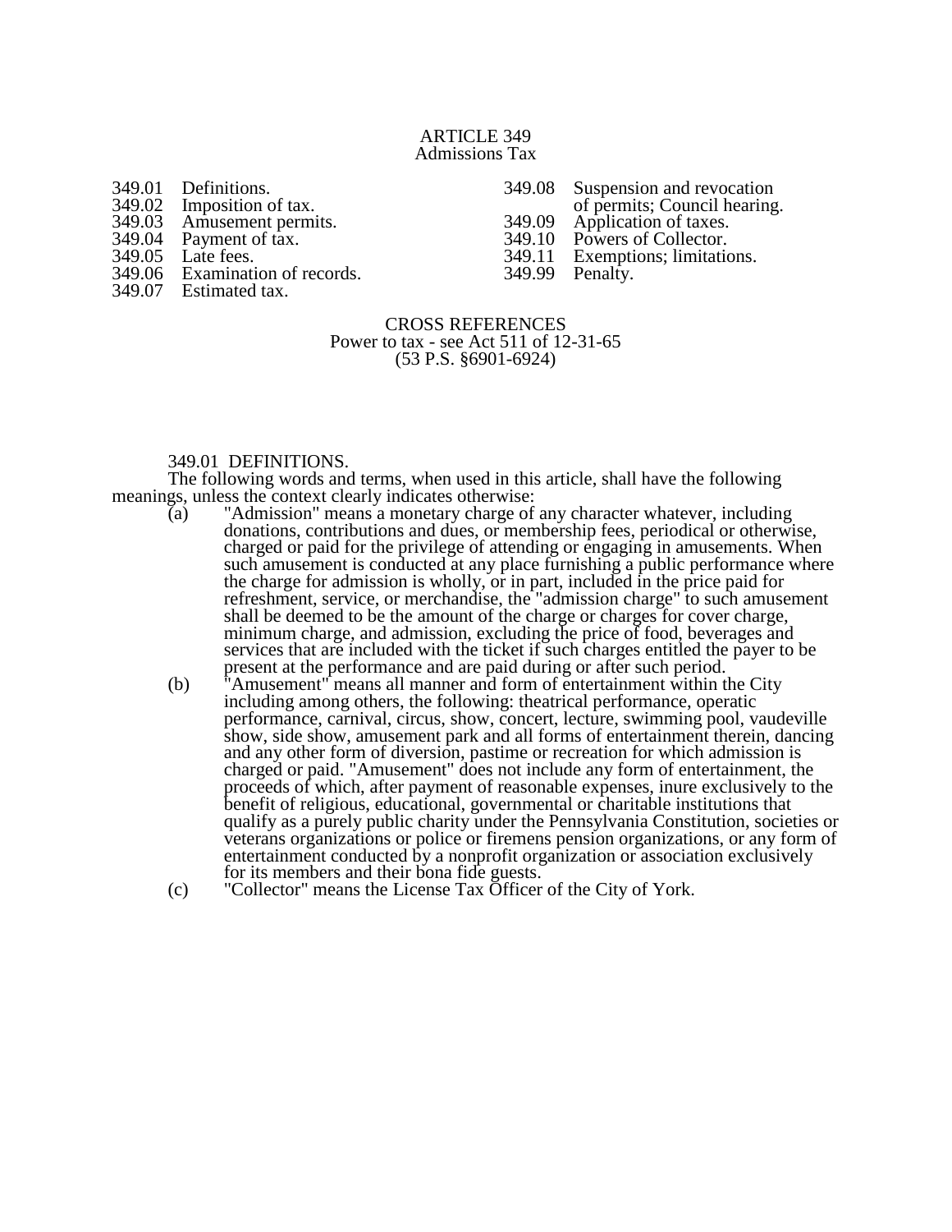# ARTICLE 349
## Admissions Tax

349.01 Definitions.
349.02 Imposition of tax.
349.03 Amusement permits.
349.04 Payment of tax.
349.05 Late fees.
349.06 Examination of records.
349.07 Estimated tax.
349.08 Suspension and revocation of permits; Council hearing.
349.09 Application of taxes.
349.10 Powers of Collector.
349.11 Exemptions; limitations.
349.99 Penalty.

CROSS REFERENCES
Power to tax - see Act 511 of 12-31-65
(53 P.S. §6901-6924)

### 349.01 DEFINITIONS.

The following words and terms, when used in this article, shall have the following meanings, unless the context clearly indicates otherwise:

(a) "Admission" means a monetary charge of any character whatever, including donations, contributions and dues, or membership fees, periodical or otherwise, charged or paid for the privilege of attending or engaging in amusements. When such amusement is conducted at any place furnishing a public performance where the charge for admission is wholly, or in part, included in the price paid for refreshment, service, or merchandise, the "admission charge" to such amusement shall be deemed to be the amount of the charge or charges for cover charge, minimum charge, and admission, excluding the price of food, beverages and services that are included with the ticket if such charges entitled the payer to be present at the performance and are paid during or after such period.

(b) "Amusement" means all manner and form of entertainment within the City including among others, the following: theatrical performance, operatic performance, carnival, circus, show, concert, lecture, swimming pool, vaudeville show, side show, amusement park and all forms of entertainment therein, dancing and any other form of diversion, pastime or recreation for which admission is charged or paid. "Amusement" does not include any form of entertainment, the proceeds of which, after payment of reasonable expenses, inure exclusively to the benefit of religious, educational, governmental or charitable institutions that qualify as a purely public charity under the Pennsylvania Constitution, societies or veterans organizations or police or firemens pension organizations, or any form of entertainment conducted by a nonprofit organization or association exclusively for its members and their bona fide guests.

(c) "Collector" means the License Tax Officer of the City of York.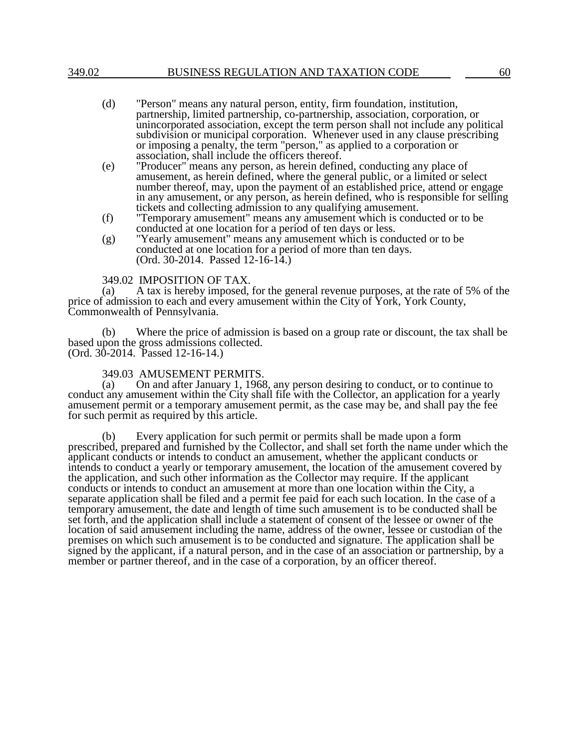(d) "Person" means any natural person, entity, firm foundation, institution, partnership, limited partnership, co-partnership, association, corporation, or unincorporated association, except the term person shall not include any political subdivision or municipal corporation. Whenever used in any clause prescribing or imposing a penalty, the term "person," as applied to a corporation or association, shall include the officers thereof.

(e) "Producer" means any person, as herein defined, conducting any place of amusement, as herein defined, where the general public, or a limited or select number thereof, may, upon the payment of an established price, attend or engage in any amusement, or any person, as herein defined, who is responsible for selling tickets and collecting admission to any qualifying amusement.

(f) "Temporary amusement" means any amusement which is conducted or to be conducted at one location for a period of ten days or less.

(g) "Yearly amusement" means any amusement which is conducted or to be conducted at one location for a period of more than ten days.
(Ord. 30-2014. Passed 12-16-14.)

349.02 IMPOSITION OF TAX.

(a) A tax is hereby imposed, for the general revenue purposes, at the rate of 5% of the price of admission to each and every amusement within the City of York, York County, Commonwealth of Pennsylvania.

(b) Where the price of admission is based on a group rate or discount, the tax shall be based upon the gross admissions collected.
(Ord. 30-2014. Passed 12-16-14.)

349.03 AMUSEMENT PERMITS.

(a) On and after January 1, 1968, any person desiring to conduct, or to continue to conduct any amusement within the City shall file with the Collector, an application for a yearly amusement permit or a temporary amusement permit, as the case may be, and shall pay the fee for such permit as required by this article.

(b) Every application for such permit or permits shall be made upon a form prescribed, prepared and furnished by the Collector, and shall set forth the name under which the applicant conducts or intends to conduct an amusement, whether the applicant conducts or intends to conduct a yearly or temporary amusement, the location of the amusement covered by the application, and such other information as the Collector may require. If the applicant conducts or intends to conduct an amusement at more than one location within the City, a separate application shall be filed and a permit fee paid for each such location. In the case of a temporary amusement, the date and length of time such amusement is to be conducted shall be set forth, and the application shall include a statement of consent of the lessee or owner of the location of said amusement including the name, address of the owner, lessee or custodian of the premises on which such amusement is to be conducted and signature. The application shall be signed by the applicant, if a natural person, and in the case of an association or partnership, by a member or partner thereof, and in the case of a corporation, by an officer thereof.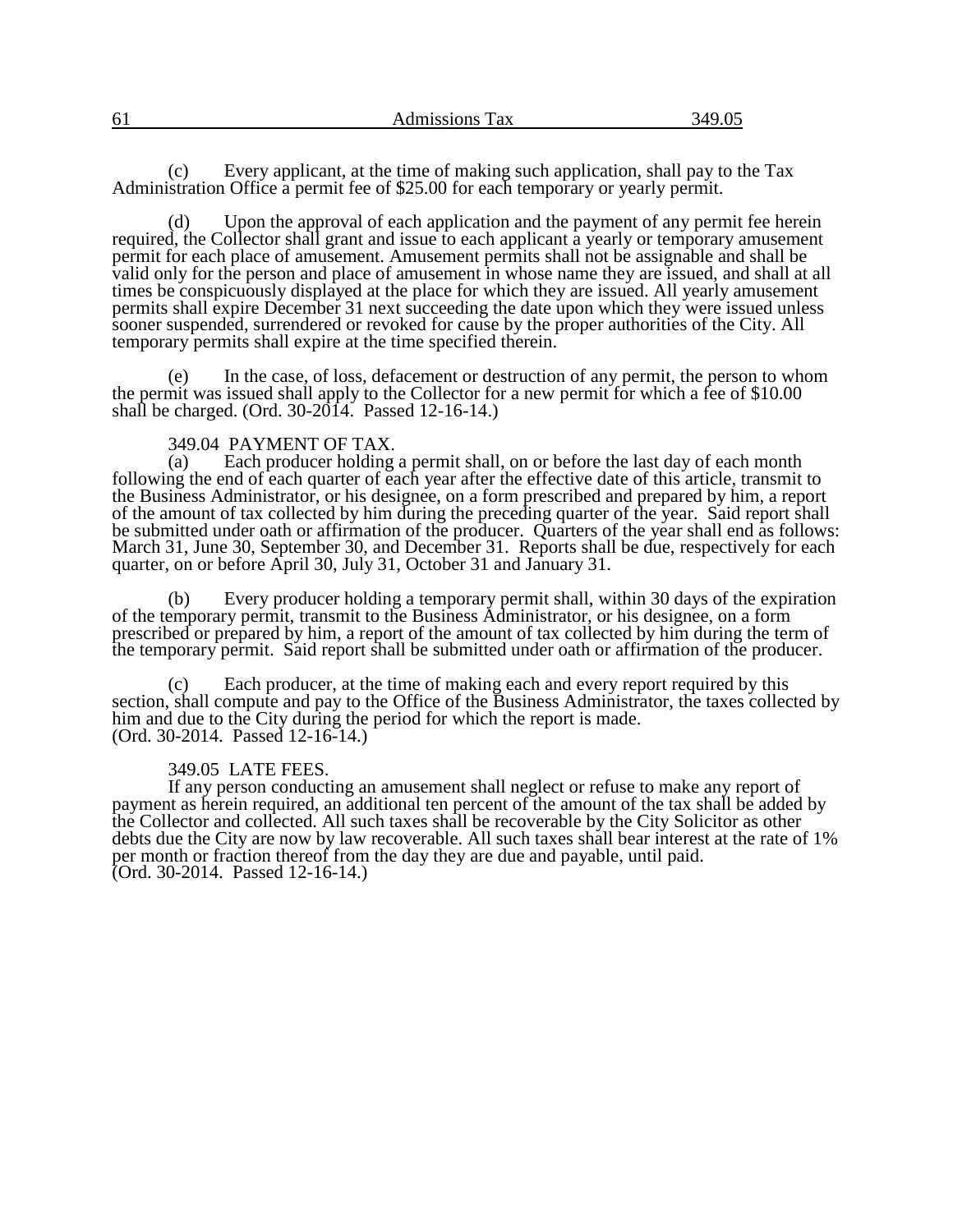(c) Every applicant, at the time of making such application, shall pay to the Tax Administration Office a permit fee of $25.00 for each temporary or yearly permit.

(d) Upon the approval of each application and the payment of any permit fee herein required, the Collector shall grant and issue to each applicant a yearly or temporary amusement permit for each place of amusement. Amusement permits shall not be assignable and shall be valid only for the person and place of amusement in whose name they are issued, and shall at all times be conspicuously displayed at the place for which they are issued. All yearly amusement permits shall expire December 31 next succeeding the date upon which they were issued unless sooner suspended, surrendered or revoked for cause by the proper authorities of the City. All temporary permits shall expire at the time specified therein.

(e) In the case, of loss, defacement or destruction of any permit, the person to whom the permit was issued shall apply to the Collector for a new permit for which a fee of $10.00 shall be charged. (Ord. 30-2014. Passed 12-16-14.)

### 349.04 PAYMENT OF TAX.

(a) Each producer holding a permit shall, on or before the last day of each month following the end of each quarter of each year after the effective date of this article, transmit to the Business Administrator, or his designee, on a form prescribed and prepared by him, a report of the amount of tax collected by him during the preceding quarter of the year. Said report shall be submitted under oath or affirmation of the producer. Quarters of the year shall end as follows: March 31, June 30, September 30, and December 31. Reports shall be due, respectively for each quarter, on or before April 30, July 31, October 31 and January 31.

(b) Every producer holding a temporary permit shall, within 30 days of the expiration of the temporary permit, transmit to the Business Administrator, or his designee, on a form prescribed or prepared by him, a report of the amount of tax collected by him during the term of the temporary permit. Said report shall be submitted under oath or affirmation of the producer.

(c) Each producer, at the time of making each and every report required by this section, shall compute and pay to the Office of the Business Administrator, the taxes collected by him and due to the City during the period for which the report is made.
(Ord. 30-2014. Passed 12-16-14.)

### 349.05 LATE FEES.

If any person conducting an amusement shall neglect or refuse to make any report of payment as herein required, an additional ten percent of the amount of the tax shall be added by the Collector and collected. All such taxes shall be recoverable by the City Solicitor as other debts due the City are now by law recoverable. All such taxes shall bear interest at the rate of 1% per month or fraction thereof from the day they are due and payable, until paid.
(Ord. 30-2014. Passed 12-16-14.)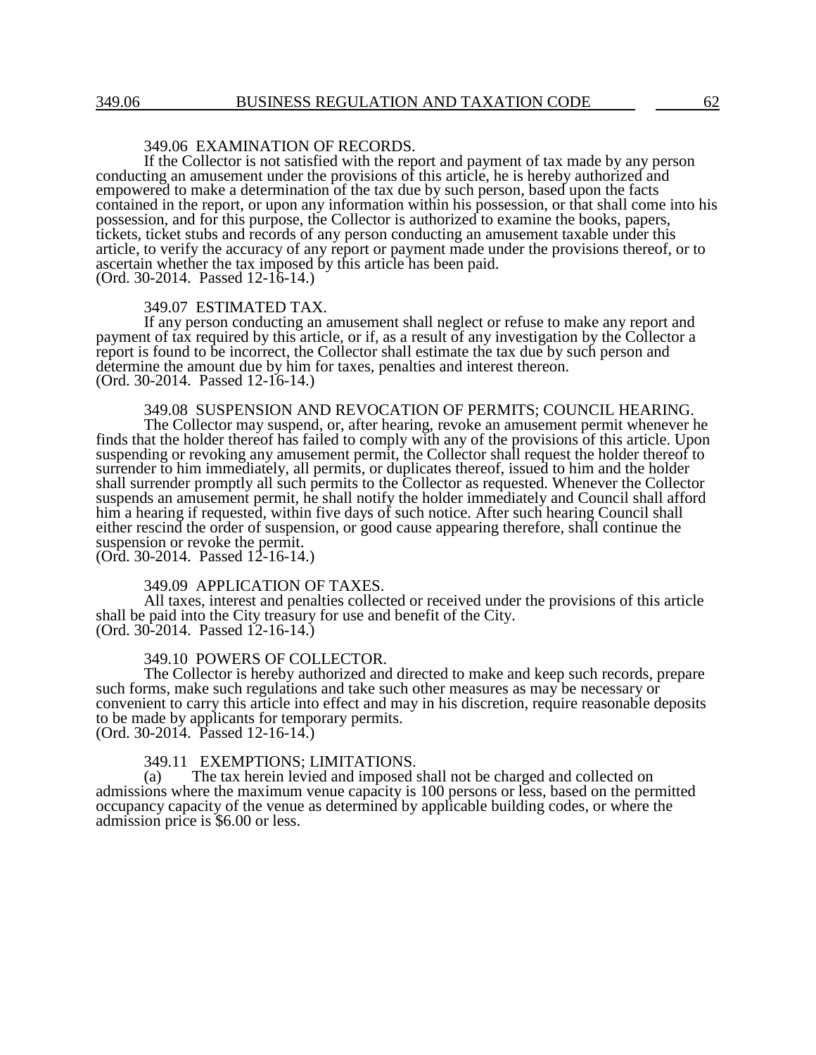### 349.06 EXAMINATION OF RECORDS.

If the Collector is not satisfied with the report and payment of tax made by any person conducting an amusement under the provisions of this article, he is hereby authorized and empowered to make a determination of the tax due by such person, based upon the facts contained in the report, or upon any information within his possession, or that shall come into his possession, and for this purpose, the Collector is authorized to examine the books, papers, tickets, ticket stubs and records of any person conducting an amusement taxable under this article, to verify the accuracy of any report or payment made under the provisions thereof, or to ascertain whether the tax imposed by this article has been paid.
(Ord. 30-2014. Passed 12-16-14.)

### 349.07 ESTIMATED TAX.

If any person conducting an amusement shall neglect or refuse to make any report and payment of tax required by this article, or if, as a result of any investigation by the Collector a report is found to be incorrect, the Collector shall estimate the tax due by such person and determine the amount due by him for taxes, penalties and interest thereon.
(Ord. 30-2014. Passed 12-16-14.)

### 349.08 SUSPENSION AND REVOCATION OF PERMITS; COUNCIL HEARING.

The Collector may suspend, or, after hearing, revoke an amusement permit whenever he finds that the holder thereof has failed to comply with any of the provisions of this article. Upon suspending or revoking any amusement permit, the Collector shall request the holder thereof to surrender to him immediately, all permits, or duplicates thereof, issued to him and the holder shall surrender promptly all such permits to the Collector as requested. Whenever the Collector suspends an amusement permit, he shall notify the holder immediately and Council shall afford him a hearing if requested, within five days of such notice. After such hearing Council shall either rescind the order of suspension, or good cause appearing therefore, shall continue the suspension or revoke the permit.
(Ord. 30-2014. Passed 12-16-14.)

### 349.09 APPLICATION OF TAXES.

All taxes, interest and penalties collected or received under the provisions of this article shall be paid into the City treasury for use and benefit of the City.
(Ord. 30-2014. Passed 12-16-14.)

### 349.10 POWERS OF COLLECTOR.

The Collector is hereby authorized and directed to make and keep such records, prepare such forms, make such regulations and take such other measures as may be necessary or convenient to carry this article into effect and may in his discretion, require reasonable deposits to be made by applicants for temporary permits.
(Ord. 30-2014. Passed 12-16-14.)

### 349.11 EXEMPTIONS; LIMITATIONS.

(a) The tax herein levied and imposed shall not be charged and collected on admissions where the maximum venue capacity is 100 persons or less, based on the permitted occupancy capacity of the venue as determined by applicable building codes, or where the admission price is $6.00 or less.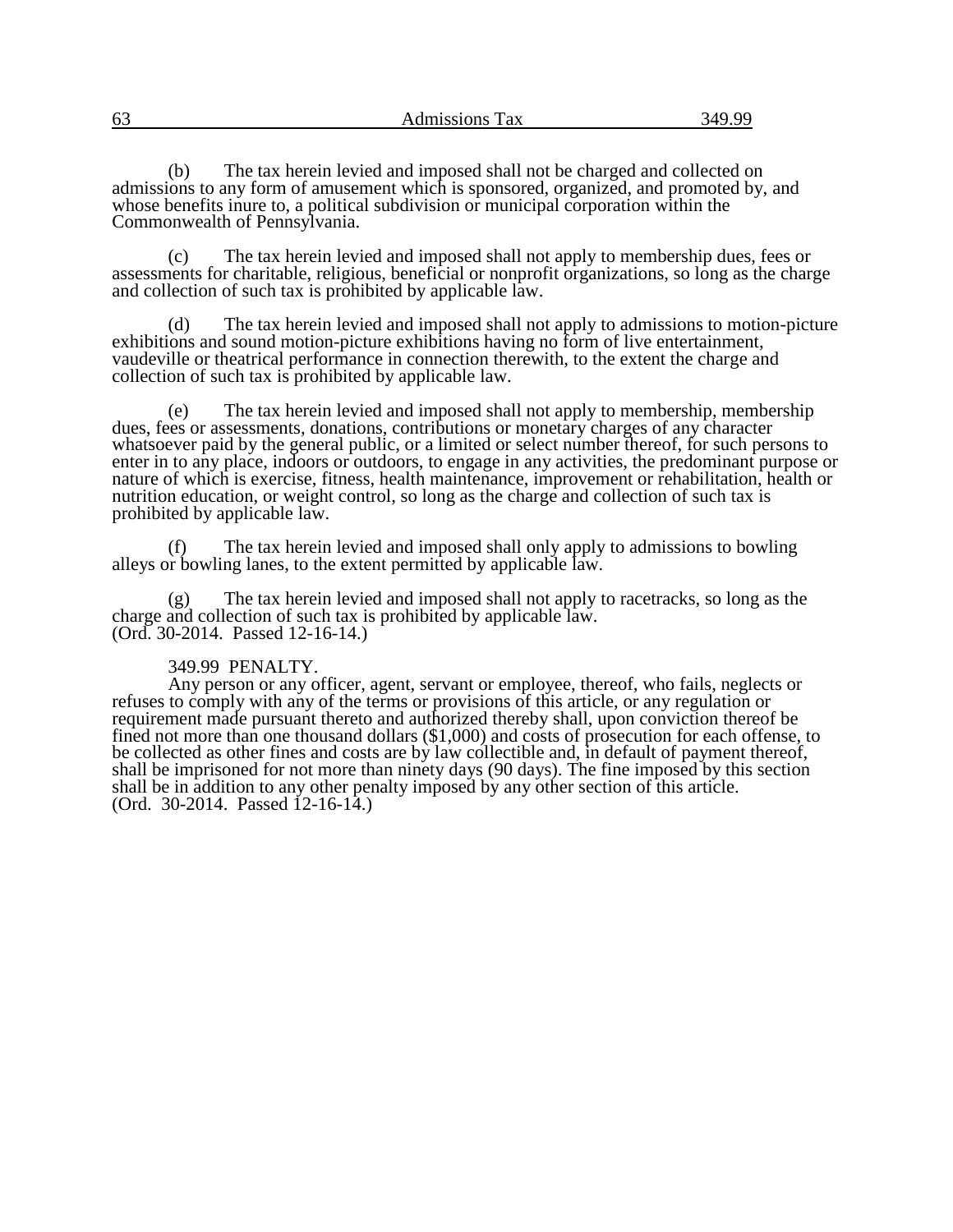(b) The tax herein levied and imposed shall not be charged and collected on admissions to any form of amusement which is sponsored, organized, and promoted by, and whose benefits inure to, a political subdivision or municipal corporation within the Commonwealth of Pennsylvania.

(c) The tax herein levied and imposed shall not apply to membership dues, fees or assessments for charitable, religious, beneficial or nonprofit organizations, so long as the charge and collection of such tax is prohibited by applicable law.

(d) The tax herein levied and imposed shall not apply to admissions to motion-picture exhibitions and sound motion-picture exhibitions having no form of live entertainment, vaudeville or theatrical performance in connection therewith, to the extent the charge and collection of such tax is prohibited by applicable law.

(e) The tax herein levied and imposed shall not apply to membership, membership dues, fees or assessments, donations, contributions or monetary charges of any character whatsoever paid by the general public, or a limited or select number thereof, for such persons to enter in to any place, indoors or outdoors, to engage in any activities, the predominant purpose or nature of which is exercise, fitness, health maintenance, improvement or rehabilitation, health or nutrition education, or weight control, so long as the charge and collection of such tax is prohibited by applicable law.

(f) The tax herein levied and imposed shall only apply to admissions to bowling alleys or bowling lanes, to the extent permitted by applicable law.

(g) The tax herein levied and imposed shall not apply to racetracks, so long as the charge and collection of such tax is prohibited by applicable law.
(Ord. 30-2014. Passed 12-16-14.)

349.99 PENALTY.

Any person or any officer, agent, servant or employee, thereof, who fails, neglects or refuses to comply with any of the terms or provisions of this article, or any regulation or requirement made pursuant thereto and authorized thereby shall, upon conviction thereof be fined not more than one thousand dollars ($1,000) and costs of prosecution for each offense, to be collected as other fines and costs are by law collectible and, in default of payment thereof, shall be imprisoned for not more than ninety days (90 days). The fine imposed by this section shall be in addition to any other penalty imposed by any other section of this article.
(Ord. 30-2014. Passed 12-16-14.)